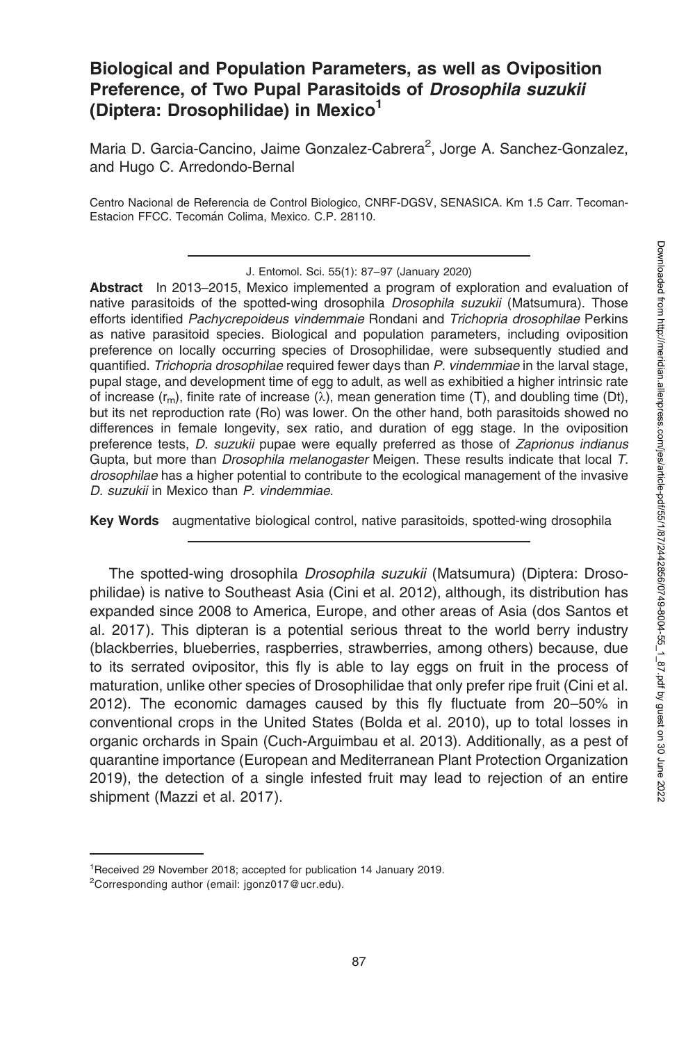# Biological and Population Parameters, as well as Oviposition Preference, of Two Pupal Parasitoids of *Drosophila suzukii* (Diptera: Drosophilidae) in Mexico[1]

Maria D. Garcia-Cancino, Jaime Gonzalez-Cabrera[2], Jorge A. Sanchez-Gonzalez, and Hugo C. Arredondo-Bernal

Centro Nacional de Referencia de Control Biologico, CNRF-DGSV, SENASICA. Km 1.5 Carr. Tecoman-Estacion FFCC. Tecomán Colima, Mexico. C.P. 28110.

J. Entomol. Sci. 55(1): 87–97 (January 2020)

**Abstract** In 2013–2015, Mexico implemented a program of exploration and evaluation of native parasitoids of the spotted-wing drosophila *Drosophila suzukii* (Matsumura). Those efforts identified *Pachycrepoideus vindemmaie* Rondani and *Trichopria drosophilae* Perkins as native parasitoid species. Biological and population parameters, including oviposition preference on locally occurring species of Drosophilidae, were subsequently studied and quantified. *Trichopria drosophilae* required fewer days than *P. vindemmiae* in the larval stage, pupal stage, and development time of egg to adult, as well as exhibitied a higher intrinsic rate of increase ($r_m$), finite rate of increase ($\lambda$), mean generation time (T), and doubling time (Dt), but its net reproduction rate (Ro) was lower. On the other hand, both parasitoids showed no differences in female longevity, sex ratio, and duration of egg stage. In the oviposition preference tests, *D. suzukii* pupae were equally preferred as those of *Zaprionus indianus* Gupta, but more than *Drosophila melanogaster* Meigen. These results indicate that local *T. drosophilae* has a higher potential to contribute to the ecological management of the invasive *D. suzukii* in Mexico than *P. vindemmiae*.

**Key Words** augmentative biological control, native parasitoids, spotted-wing drosophila

The spotted-wing drosophila *Drosophila suzukii* (Matsumura) (Diptera: Drosophilidae) is native to Southeast Asia (Cini et al. 2012), although, its distribution has expanded since 2008 to America, Europe, and other areas of Asia (dos Santos et al. 2017). This dipteran is a potential serious threat to the world berry industry (blackberries, blueberries, raspberries, strawberries, among others) because, due to its serrated ovipositor, this fly is able to lay eggs on fruit in the process of maturation, unlike other species of Drosophilidae that only prefer ripe fruit (Cini et al. 2012). The economic damages caused by this fly fluctuate from 20–50% in conventional crops in the United States (Bolda et al. 2010), up to total losses in organic orchards in Spain (Cuch-Arguimbau et al. 2013). Additionally, as a pest of quarantine importance (European and Mediterranean Plant Protection Organization 2019), the detection of a single infested fruit may lead to rejection of an entire shipment (Mazzi et al. 2017).

[1]Received 29 November 2018; accepted for publication 14 January 2019.

[2]Corresponding author (email: jgonz017@ucr.edu).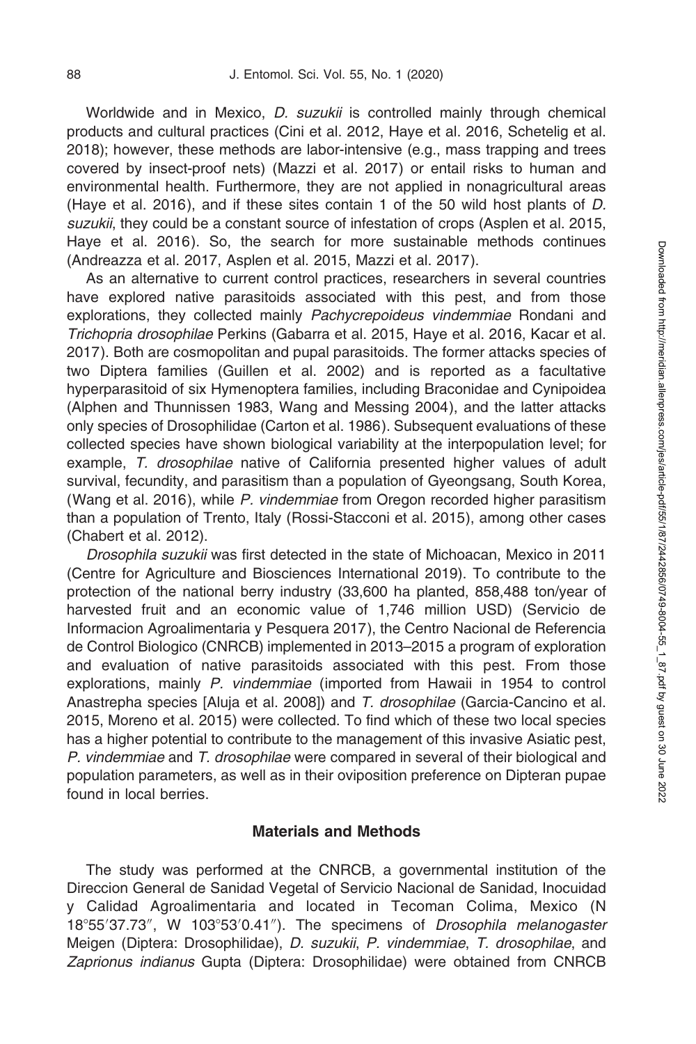Worldwide and in Mexico, *D. suzukii* is controlled mainly through chemical products and cultural practices (Cini et al. 2012, Haye et al. 2016, Schetelig et al. 2018); however, these methods are labor-intensive (e.g., mass trapping and trees covered by insect-proof nets) (Mazzi et al. 2017) or entail risks to human and environmental health. Furthermore, they are not applied in nonagricultural areas (Haye et al. 2016), and if these sites contain 1 of the 50 wild host plants of *D. suzukii*, they could be a constant source of infestation of crops (Asplen et al. 2015, Haye et al. 2016). So, the search for more sustainable methods continues (Andreazza et al. 2017, Asplen et al. 2015, Mazzi et al. 2017).

As an alternative to current control practices, researchers in several countries have explored native parasitoids associated with this pest, and from those explorations, they collected mainly *Pachycrepoideus vindemmiae* Rondani and *Trichopria drosophilae* Perkins (Gabarra et al. 2015, Haye et al. 2016, Kacar et al. 2017). Both are cosmopolitan and pupal parasitoids. The former attacks species of two Diptera families (Guillen et al. 2002) and is reported as a facultative hyperparasitoid of six Hymenoptera families, including Braconidae and Cynipoidea (Alphen and Thunnissen 1983, Wang and Messing 2004), and the latter attacks only species of Drosophilidae (Carton et al. 1986). Subsequent evaluations of these collected species have shown biological variability at the interpopulation level; for example, *T. drosophilae* native of California presented higher values of adult survival, fecundity, and parasitism than a population of Gyeongsang, South Korea, (Wang et al. 2016), while *P. vindemmiae* from Oregon recorded higher parasitism than a population of Trento, Italy (Rossi-Stacconi et al. 2015), among other cases (Chabert et al. 2012).

*Drosophila suzukii* was first detected in the state of Michoacan, Mexico in 2011 (Centre for Agriculture and Biosciences International 2019). To contribute to the protection of the national berry industry (33,600 ha planted, 858,488 ton/year of harvested fruit and an economic value of 1,746 million USD) (Servicio de Informacion Agroalimentaria y Pesquera 2017), the Centro Nacional de Referencia de Control Biologico (CNRCB) implemented in 2013–2015 a program of exploration and evaluation of native parasitoids associated with this pest. From those explorations, mainly *P. vindemmiae* (imported from Hawaii in 1954 to control Anastrepha species [Aluja et al. 2008]) and *T. drosophilae* (Garcia-Cancino et al. 2015, Moreno et al. 2015) were collected. To find which of these two local species has a higher potential to contribute to the management of this invasive Asiatic pest, *P. vindemmiae* and *T. drosophilae* were compared in several of their biological and population parameters, as well as in their oviposition preference on Dipteran pupae found in local berries.

## Materials and Methods

The study was performed at the CNRCB, a governmental institution of the Direccion General de Sanidad Vegetal of Servicio Nacional de Sanidad, Inocuidad y Calidad Agroalimentaria and located in Tecoman Colima, Mexico (N 18°55′37.73″, W 103°53′0.41″). The specimens of *Drosophila melanogaster* Meigen (Diptera: Drosophilidae), *D. suzukii*, *P. vindemmiae, T. drosophilae*, and *Zaprionus indianus* Gupta (Diptera: Drosophilidae) were obtained from CNRCB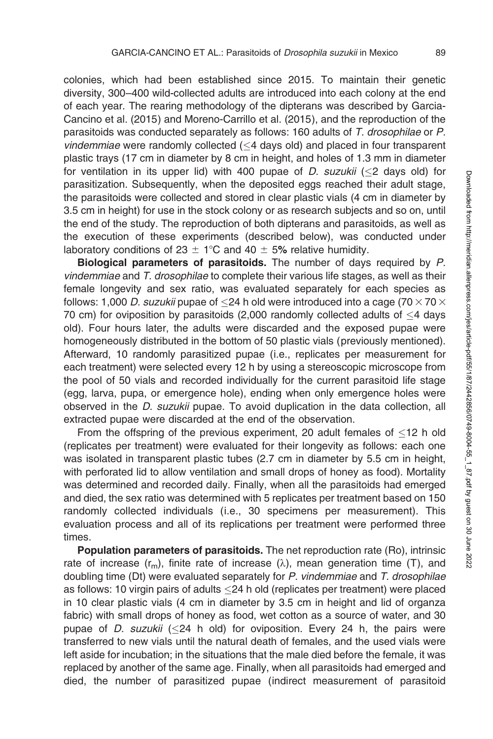colonies, which had been established since 2015. To maintain their genetic diversity, 300–400 wild-collected adults are introduced into each colony at the end of each year. The rearing methodology of the dipterans was described by Garcia-Cancino et al. (2015) and Moreno-Carrillo et al. (2015), and the reproduction of the parasitoids was conducted separately as follows: 160 adults of *T. drosophilae* or *P. vindemmiae* were randomly collected (≤4 days old) and placed in four transparent plastic trays (17 cm in diameter by 8 cm in height, and holes of 1.3 mm in diameter for ventilation in its upper lid) with 400 pupae of *D. suzukii* (≤2 days old) for parasitization. Subsequently, when the deposited eggs reached their adult stage, the parasitoids were collected and stored in clear plastic vials (4 cm in diameter by 3.5 cm in height) for use in the stock colony or as research subjects and so on, until the end of the study. The reproduction of both dipterans and parasitoids, as well as the execution of these experiments (described below), was conducted under laboratory conditions of 23 ± 1°C and 40 ± 5**%** relative humidity.

**Biological parameters of parasitoids.** The number of days required by *P. vindemmiae* and *T. drosophilae* to complete their various life stages, as well as their female longevity and sex ratio, was evaluated separately for each species as follows: 1,000 *D. suzukii* pupae of ≤24 h old were introduced into a cage (70 × 70 × 70 cm) for oviposition by parasitoids (2,000 randomly collected adults of ≤4 days old). Four hours later, the adults were discarded and the exposed pupae were homogeneously distributed in the bottom of 50 plastic vials (previously mentioned). Afterward, 10 randomly parasitized pupae (i.e., replicates per measurement for each treatment) were selected every 12 h by using a stereoscopic microscope from the pool of 50 vials and recorded individually for the current parasitoid life stage (egg, larva, pupa, or emergence hole), ending when only emergence holes were observed in the *D. suzukii* pupae. To avoid duplication in the data collection, all extracted pupae were discarded at the end of the observation.

From the offspring of the previous experiment, 20 adult females of ≤12 h old (replicates per treatment) were evaluated for their longevity as follows: each one was isolated in transparent plastic tubes (2.7 cm in diameter by 5.5 cm in height, with perforated lid to allow ventilation and small drops of honey as food). Mortality was determined and recorded daily. Finally, when all the parasitoids had emerged and died, the sex ratio was determined with 5 replicates per treatment based on 150 randomly collected individuals (i.e., 30 specimens per measurement). This evaluation process and all of its replications per treatment were performed three times.

**Population parameters of parasitoids.** The net reproduction rate (Ro), intrinsic rate of increase ($r_m$), finite rate of increase ($\lambda$), mean generation time (T), and doubling time (Dt) were evaluated separately for *P. vindemmiae* and *T. drosophilae* as follows: 10 virgin pairs of adults ≤24 h old (replicates per treatment) were placed in 10 clear plastic vials (4 cm in diameter by 3.5 cm in height and lid of organza fabric) with small drops of honey as food, wet cotton as a source of water, and 30 pupae of *D. suzukii* (≤24 h old) for oviposition. Every 24 h, the pairs were transferred to new vials until the natural death of females, and the used vials were left aside for incubation; in the situations that the male died before the female, it was replaced by another of the same age. Finally, when all parasitoids had emerged and died, the number of parasitized pupae (indirect measurement of parasitoid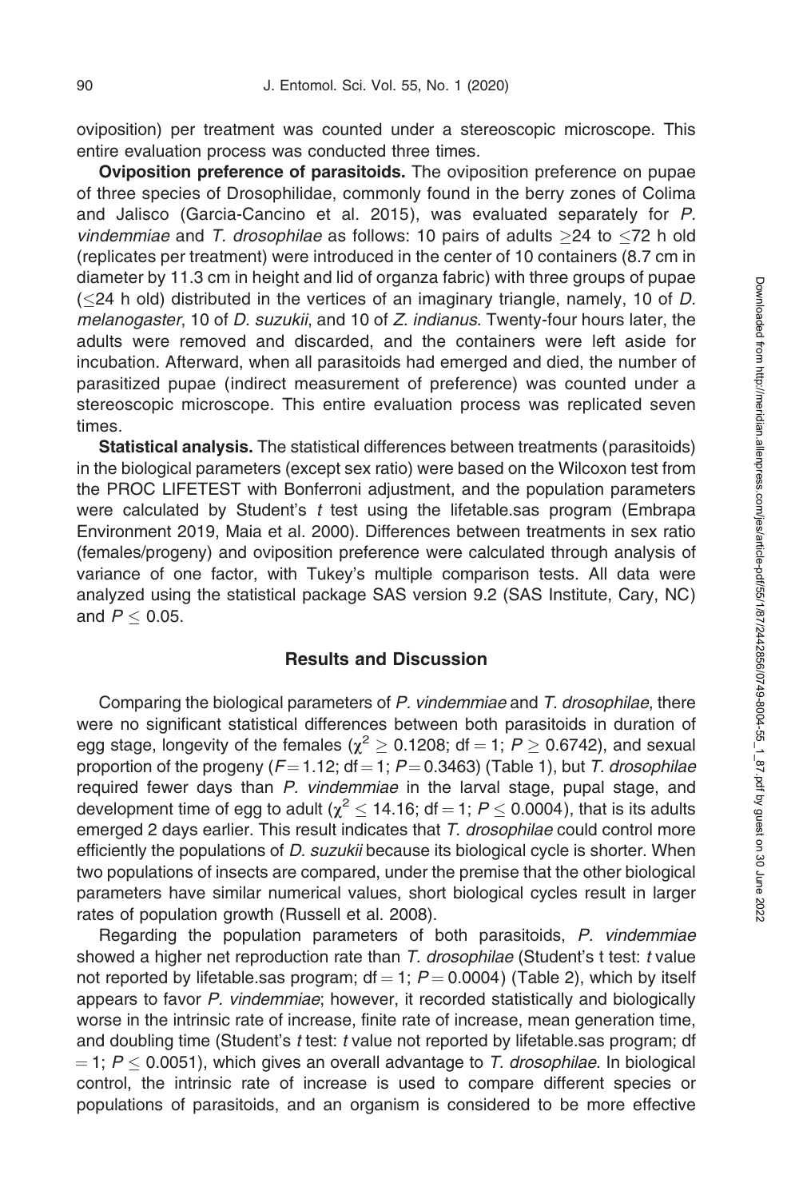oviposition) per treatment was counted under a stereoscopic microscope. This entire evaluation process was conducted three times.

**Oviposition preference of parasitoids.** The oviposition preference on pupae of three species of Drosophilidae, commonly found in the berry zones of Colima and Jalisco (Garcia-Cancino et al. 2015), was evaluated separately for *P. vindemmiae* and *T. drosophilae* as follows: 10 pairs of adults $\geq$24 to $\leq$72 h old (replicates per treatment) were introduced in the center of 10 containers (8.7 cm in diameter by 11.3 cm in height and lid of organza fabric) with three groups of pupae ($\leq$24 h old) distributed in the vertices of an imaginary triangle, namely, 10 of *D. melanogaster*, 10 of *D. suzukii*, and 10 of *Z. indianus*. Twenty-four hours later, the adults were removed and discarded, and the containers were left aside for incubation. Afterward, when all parasitoids had emerged and died, the number of parasitized pupae (indirect measurement of preference) was counted under a stereoscopic microscope. This entire evaluation process was replicated seven times.

**Statistical analysis.** The statistical differences between treatments (parasitoids) in the biological parameters (except sex ratio) were based on the Wilcoxon test from the PROC LIFETEST with Bonferroni adjustment, and the population parameters were calculated by Student's *t* test using the lifetable.sas program (Embrapa Environment 2019, Maia et al. 2000). Differences between treatments in sex ratio (females/progeny) and oviposition preference were calculated through analysis of variance of one factor, with Tukey's multiple comparison tests. All data were analyzed using the statistical package SAS version 9.2 (SAS Institute, Cary, NC) and $P \leq 0.05$.

## Results and Discussion

Comparing the biological parameters of *P. vindemmiae* and *T. drosophilae*, there were no significant statistical differences between both parasitoids in duration of egg stage, longevity of the females ($\chi^2 \geq 0.1208$; df = 1; $P \geq 0.6742$), and sexual proportion of the progeny ($F = 1.12$; df = 1; $P = 0.3463$) (Table 1), but *T. drosophilae* required fewer days than *P. vindemmiae* in the larval stage, pupal stage, and development time of egg to adult ($\chi^2 \leq 14.16$; df = 1; $P \leq 0.0004$), that is its adults emerged 2 days earlier. This result indicates that *T. drosophilae* could control more efficiently the populations of *D. suzukii* because its biological cycle is shorter. When two populations of insects are compared, under the premise that the other biological parameters have similar numerical values, short biological cycles result in larger rates of population growth (Russell et al. 2008).

Regarding the population parameters of both parasitoids, *P. vindemmiae* showed a higher net reproduction rate than *T. drosophilae* (Student's t test: *t* value not reported by lifetable.sas program; df = 1; $P = 0.0004$) (Table 2), which by itself appears to favor *P. vindemmiae*; however, it recorded statistically and biologically worse in the intrinsic rate of increase, finite rate of increase, mean generation time, and doubling time (Student's *t* test: *t* value not reported by lifetable.sas program; df = 1; $P \leq 0.0051$), which gives an overall advantage to *T. drosophilae*. In biological control, the intrinsic rate of increase is used to compare different species or populations of parasitoids, and an organism is considered to be more effective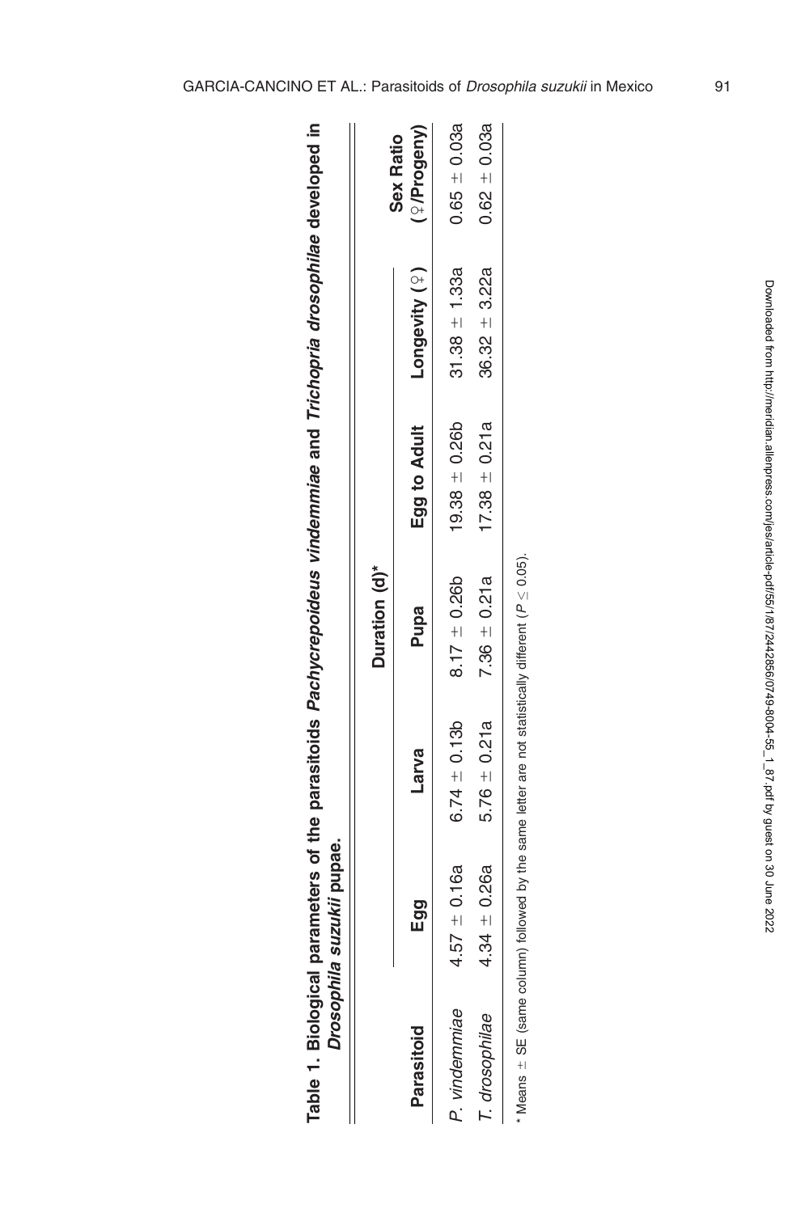**Table 1. Biological parameters of the parasitoids *Pachycrepoideus vindemmiae* and *Trichopria drosophilae* developed in *Drosophila suzukii* pupae.**

| Parasitoid | Duration (d)* | | | | | Sex Ratio |
|---|---|---|---|---|---|---|
| | Egg | Larva | Pupa | Egg to Adult | Longevity (♀) | (♀/Progeny) |
| *P. vindemmiae* | 4.57 ± 0.16a | 6.74 ± 0.13b | 8.17 ± 0.26b | 19.38 ± 0.26b | 31.38 ± 1.33a | 0.65 ± 0.03a |
| *T. drosophilae* | 4.34 ± 0.26a | 5.76 ± 0.21a | 7.36 ± 0.21a | 17.38 ± 0.21a | 36.32 ± 3.22a | 0.62 ± 0.03a |

\* Means ± SE (same column) followed by the same letter are not statistically different ($P \leq 0.05$).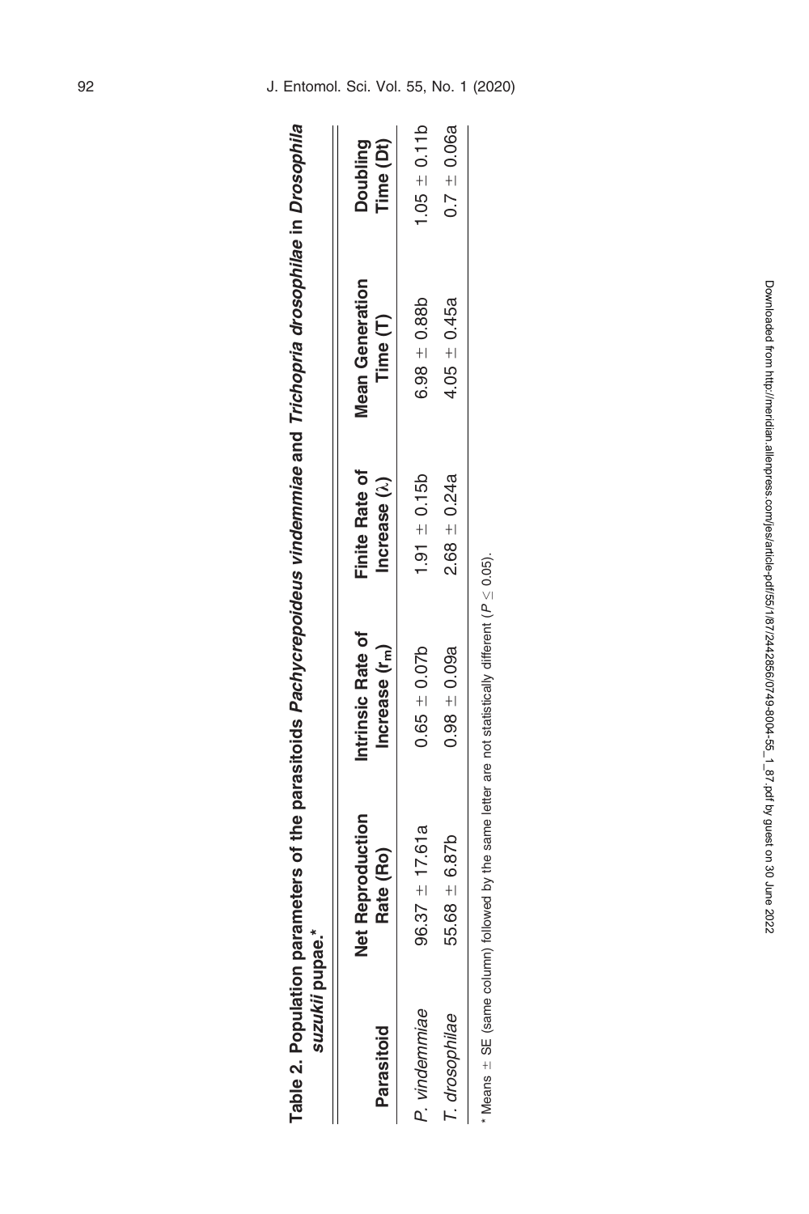**Table 2. Population parameters of the parasitoids *Pachycrepoideus vindemmiae* and *Trichopria drosophilae* in *Drosophila suzukii* pupae.***

| Parasitoid | Net Reproduction Rate (Ro) | Intrinsic Rate of Increase ($r_m$) | Finite Rate of Increase (λ) | Mean Generation Time (T) | Doubling Time (Dt) |
|---|---|---|---|---|---|
| *P. vindemmiae* | 96.37 ± 17.61a | 0.65 ± 0.07b | 1.91 ± 0.15b | 6.98 ± 0.88b | 1.05 ± 0.11b |
| *T. drosophilae* | 55.68 ± 6.87b | 0.98 ± 0.09a | 2.68 ± 0.24a | 4.05 ± 0.45a | 0.7 ± 0.06a |

\* Means ± SE (same column) followed by the same letter are not statistically different ($P \leq 0.05$).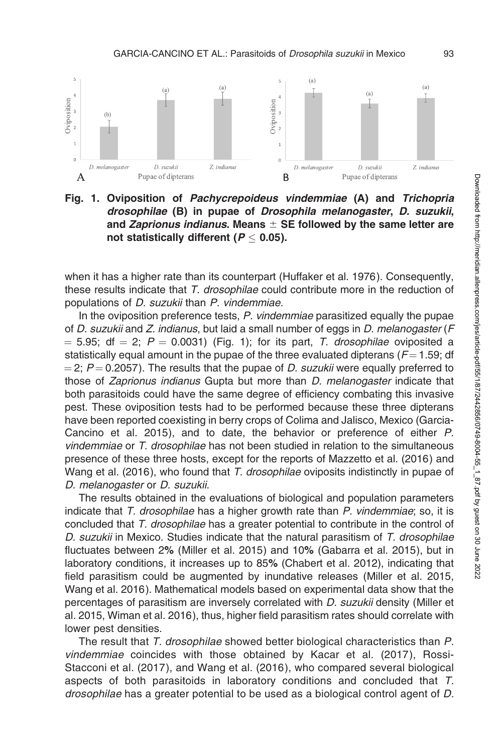**Fig. 1. Oviposition of *Pachycrepoideus vindemmiae* (A) and *Trichopria drosophilae* (B) in pupae of *Drosophila melanogaster*, *D. suzukii*, and *Zaprionus indianus*. Means ± SE followed by the same letter are not statistically different ($P \leq 0.05$).**

when it has a higher rate than its counterpart (Huffaker et al. 1976). Consequently, these results indicate that *T. drosophilae* could contribute more in the reduction of populations of *D. suzukii* than *P. vindemmiae*.

In the oviposition preference tests, *P. vindemmiae* parasitized equally the pupae of *D. suzukii* and *Z. indianus*, but laid a small number of eggs in *D. melanogaster* ($F = 5.95$; df $= 2$; $P = 0.0031$) (Fig. 1); for its part, *T. drosophilae* oviposited a statistically equal amount in the pupae of the three evaluated dipterans ($F = 1.59$; df $= 2$; $P = 0.2057$). The results that the pupae of *D. suzukii* were equally preferred to those of *Zaprionus indianus* Gupta but more than *D. melanogaster* indicate that both parasitoids could have the same degree of efficiency combating this invasive pest. These oviposition tests had to be performed because these three dipterans have been reported coexisting in berry crops of Colima and Jalisco, Mexico (Garcia-Cancino et al. 2015), and to date, the behavior or preference of either *P. vindemmiae* or *T. drosophilae* has not been studied in relation to the simultaneous presence of these three hosts, except for the reports of Mazzetto et al. (2016) and Wang et al. (2016), who found that *T. drosophilae* oviposits indistinctly in pupae of *D. melanogaster* or *D. suzukii*.

The results obtained in the evaluations of biological and population parameters indicate that *T. drosophilae* has a higher growth rate than *P. vindemmiae*; so, it is concluded that *T. drosophilae* has a greater potential to contribute in the control of *D. suzukii* in Mexico. Studies indicate that the natural parasitism of *T. drosophilae* fluctuates between 2% (Miller et al. 2015) and 10% (Gabarra et al. 2015), but in laboratory conditions, it increases up to 85% (Chabert et al. 2012), indicating that field parasitism could be augmented by inundative releases (Miller et al. 2015, Wang et al. 2016). Mathematical models based on experimental data show that the percentages of parasitism are inversely correlated with *D. suzukii* density (Miller et al. 2015, Wiman et al. 2016), thus, higher field parasitism rates should correlate with lower pest densities.

The result that *T. drosophilae* showed better biological characteristics than *P. vindemmiae* coincides with those obtained by Kacar et al. (2017), Rossi-Stacconi et al. (2017), and Wang et al. (2016), who compared several biological aspects of both parasitoids in laboratory conditions and concluded that *T. drosophilae* has a greater potential to be used as a biological control agent of *D.*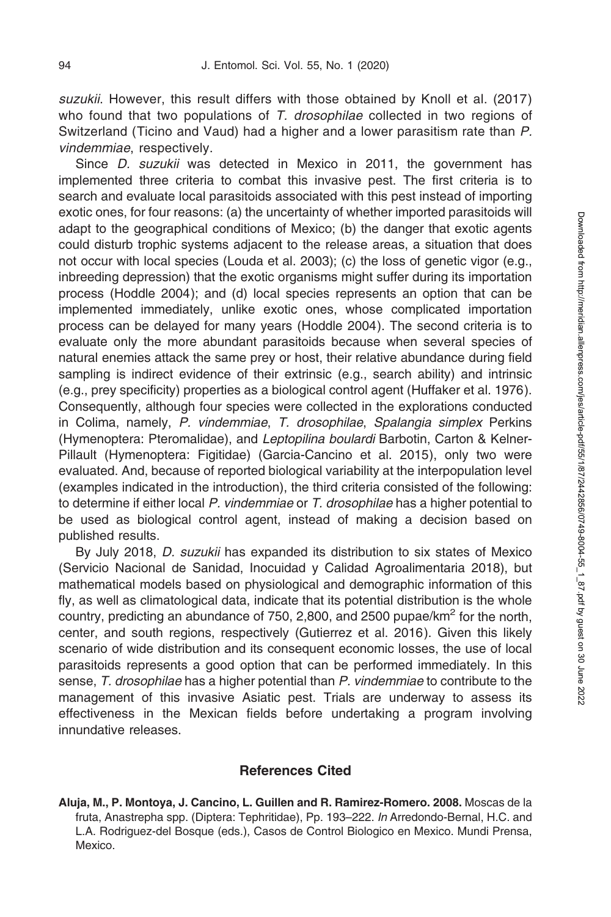*suzukii*. However, this result differs with those obtained by Knoll et al. (2017) who found that two populations of *T. drosophilae* collected in two regions of Switzerland (Ticino and Vaud) had a higher and a lower parasitism rate than *P. vindemmiae*, respectively.

Since *D. suzukii* was detected in Mexico in 2011, the government has implemented three criteria to combat this invasive pest. The first criteria is to search and evaluate local parasitoids associated with this pest instead of importing exotic ones, for four reasons: (a) the uncertainty of whether imported parasitoids will adapt to the geographical conditions of Mexico; (b) the danger that exotic agents could disturb trophic systems adjacent to the release areas, a situation that does not occur with local species (Louda et al. 2003); (c) the loss of genetic vigor (e.g., inbreeding depression) that the exotic organisms might suffer during its importation process (Hoddle 2004); and (d) local species represents an option that can be implemented immediately, unlike exotic ones, whose complicated importation process can be delayed for many years (Hoddle 2004). The second criteria is to evaluate only the more abundant parasitoids because when several species of natural enemies attack the same prey or host, their relative abundance during field sampling is indirect evidence of their extrinsic (e.g., search ability) and intrinsic (e.g., prey specificity) properties as a biological control agent (Huffaker et al. 1976). Consequently, although four species were collected in the explorations conducted in Colima, namely, *P. vindemmiae*, *T. drosophilae*, *Spalangia simplex* Perkins (Hymenoptera: Pteromalidae), and *Leptopilina boulardi* Barbotin, Carton & Kelner-Pillault (Hymenoptera: Figitidae) (Garcia-Cancino et al. 2015), only two were evaluated. And, because of reported biological variability at the interpopulation level (examples indicated in the introduction), the third criteria consisted of the following: to determine if either local *P. vindemmiae* or *T. drosophilae* has a higher potential to be used as biological control agent, instead of making a decision based on published results.

By July 2018, *D. suzukii* has expanded its distribution to six states of Mexico (Servicio Nacional de Sanidad, Inocuidad y Calidad Agroalimentaria 2018), but mathematical models based on physiological and demographic information of this fly, as well as climatological data, indicate that its potential distribution is the whole country, predicting an abundance of 750, 2,800, and 2500 pupae/km$^2$ for the north, center, and south regions, respectively (Gutierrez et al. 2016). Given this likely scenario of wide distribution and its consequent economic losses, the use of local parasitoids represents a good option that can be performed immediately. In this sense, *T. drosophilae* has a higher potential than *P. vindemmiae* to contribute to the management of this invasive Asiatic pest. Trials are underway to assess its effectiveness in the Mexican fields before undertaking a program involving innundative releases.

## References Cited

**Aluja, M., P. Montoya, J. Cancino, L. Guillen and R. Ramirez-Romero. 2008.** Moscas de la fruta, Anastrepha spp. (Diptera: Tephritidae), Pp. 193–222. *In* Arredondo-Bernal, H.C. and L.A. Rodriguez-del Bosque (eds.), Casos de Control Biologico en Mexico. Mundi Prensa, Mexico.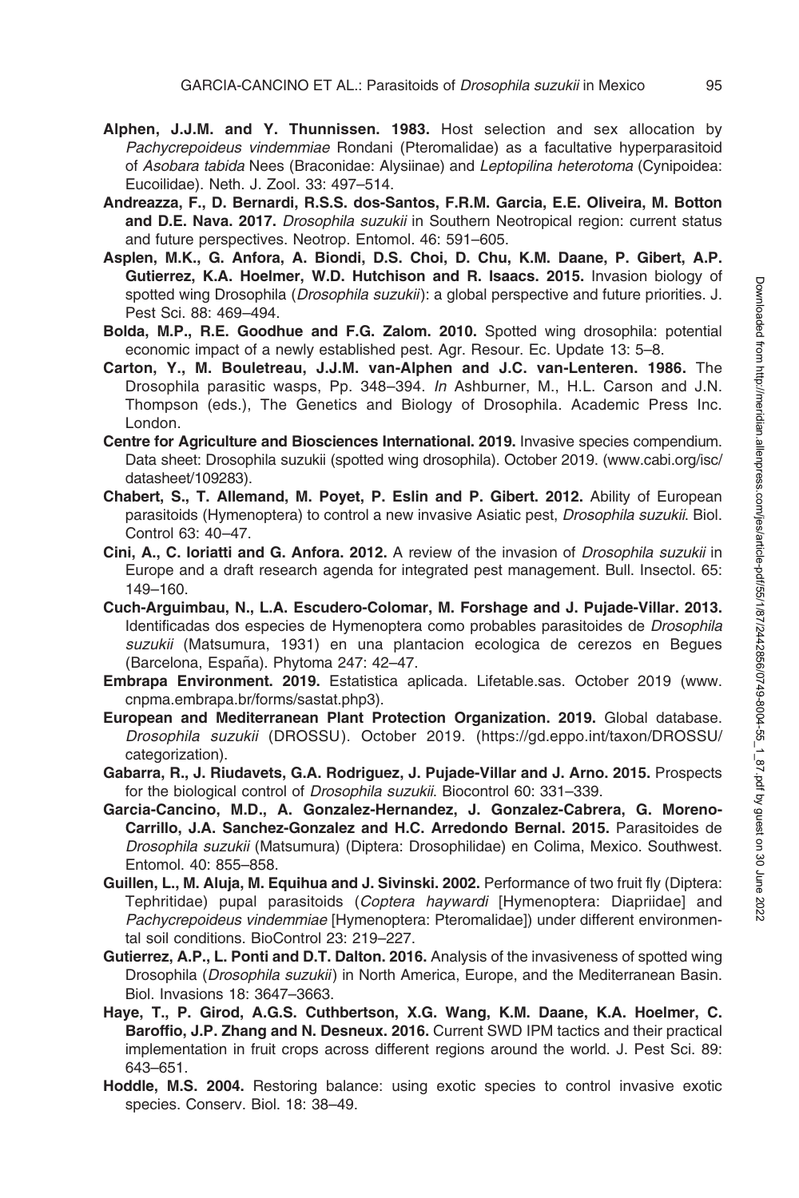**Alphen, J.J.M. and Y. Thunnissen. 1983.** Host selection and sex allocation by *Pachycrepoideus vindemmiae* Rondani (Pteromalidae) as a facultative hyperparasitoid of *Asobara tabida* Nees (Braconidae: Alysiinae) and *Leptopilina heterotoma* (Cynipoidea: Eucoilidae). Neth. J. Zool. 33: 497–514.

**Andreazza, F., D. Bernardi, R.S.S. dos-Santos, F.R.M. Garcia, E.E. Oliveira, M. Botton and D.E. Nava. 2017.** *Drosophila suzukii* in Southern Neotropical region: current status and future perspectives. Neotrop. Entomol. 46: 591–605.

**Asplen, M.K., G. Anfora, A. Biondi, D.S. Choi, D. Chu, K.M. Daane, P. Gibert, A.P. Gutierrez, K.A. Hoelmer, W.D. Hutchison and R. Isaacs. 2015.** Invasion biology of spotted wing Drosophila (*Drosophila suzukii*): a global perspective and future priorities. J. Pest Sci. 88: 469–494.

**Bolda, M.P., R.E. Goodhue and F.G. Zalom. 2010.** Spotted wing drosophila: potential economic impact of a newly established pest. Agr. Resour. Ec. Update 13: 5–8.

**Carton, Y., M. Bouletreau, J.J.M. van-Alphen and J.C. van-Lenteren. 1986.** The Drosophila parasitic wasps, Pp. 348–394. *In* Ashburner, M., H.L. Carson and J.N. Thompson (eds.), The Genetics and Biology of Drosophila. Academic Press Inc. London.

**Centre for Agriculture and Biosciences International. 2019.** Invasive species compendium. Data sheet: Drosophila suzukii (spotted wing drosophila). October 2019. (www.cabi.org/isc/datasheet/109283).

**Chabert, S., T. Allemand, M. Poyet, P. Eslin and P. Gibert. 2012.** Ability of European parasitoids (Hymenoptera) to control a new invasive Asiatic pest, *Drosophila suzukii*. Biol. Control 63: 40–47.

**Cini, A., C. Ioriatti and G. Anfora. 2012.** A review of the invasion of *Drosophila suzukii* in Europe and a draft research agenda for integrated pest management. Bull. Insectol. 65: 149–160.

**Cuch-Arguimbau, N., L.A. Escudero-Colomar, M. Forshage and J. Pujade-Villar. 2013.** Identificadas dos especies de Hymenoptera como probables parasitoides de *Drosophila suzukii* (Matsumura, 1931) en una plantacion ecologica de cerezos en Begues (Barcelona, España). Phytoma 247: 42–47.

**Embrapa Environment. 2019.** Estatistica aplicada. Lifetable.sas. October 2019 (www.cnpma.embrapa.br/forms/sastat.php3).

**European and Mediterranean Plant Protection Organization. 2019.** Global database. *Drosophila suzukii* (DROSSU). October 2019. (https://gd.eppo.int/taxon/DROSSU/categorization).

**Gabarra, R., J. Riudavets, G.A. Rodriguez, J. Pujade-Villar and J. Arno. 2015.** Prospects for the biological control of *Drosophila suzukii*. Biocontrol 60: 331–339.

**Garcia-Cancino, M.D., A. Gonzalez-Hernandez, J. Gonzalez-Cabrera, G. Moreno-Carrillo, J.A. Sanchez-Gonzalez and H.C. Arredondo Bernal. 2015.** Parasitoides de *Drosophila suzukii* (Matsumura) (Diptera: Drosophilidae) en Colima, Mexico. Southwest. Entomol. 40: 855–858.

**Guillen, L., M. Aluja, M. Equihua and J. Sivinski. 2002.** Performance of two fruit fly (Diptera: Tephritidae) pupal parasitoids (*Coptera haywardi* [Hymenoptera: Diapriidae] and *Pachycrepoideus vindemmiae* [Hymenoptera: Pteromalidae]) under different environmental soil conditions. BioControl 23: 219–227.

**Gutierrez, A.P., L. Ponti and D.T. Dalton. 2016.** Analysis of the invasiveness of spotted wing Drosophila (*Drosophila suzukii*) in North America, Europe, and the Mediterranean Basin. Biol. Invasions 18: 3647–3663.

**Haye, T., P. Girod, A.G.S. Cuthbertson, X.G. Wang, K.M. Daane, K.A. Hoelmer, C. Baroffio, J.P. Zhang and N. Desneux. 2016.** Current SWD IPM tactics and their practical implementation in fruit crops across different regions around the world. J. Pest Sci. 89: 643–651.

**Hoddle, M.S. 2004.** Restoring balance: using exotic species to control invasive exotic species. Conserv. Biol. 18: 38–49.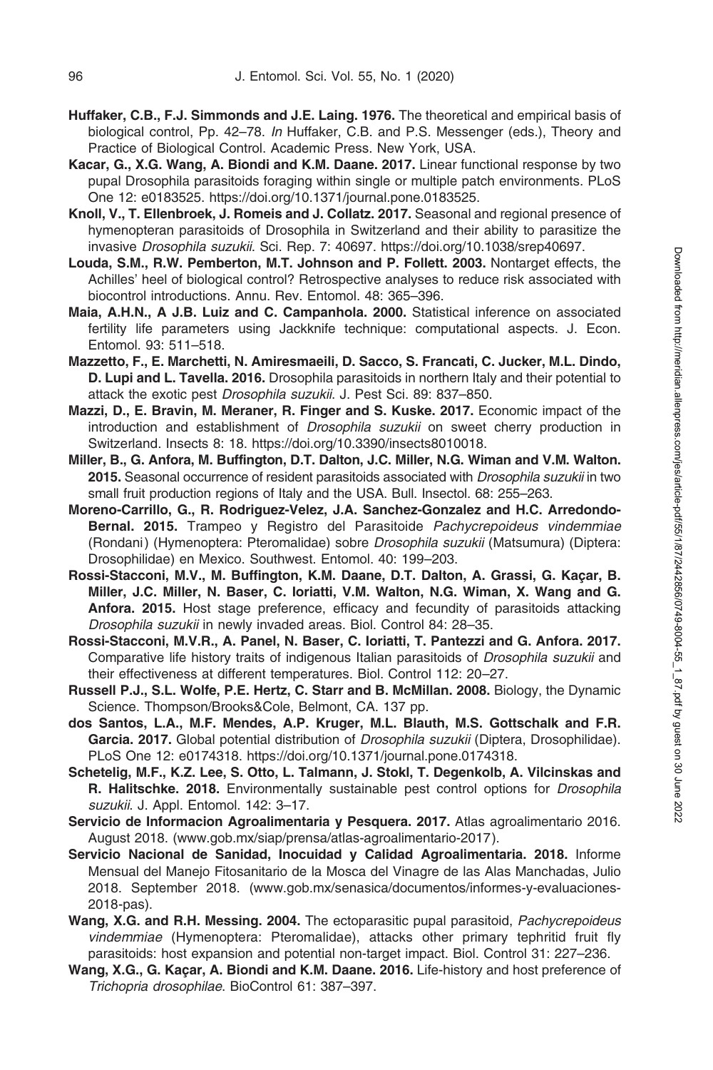**Huffaker, C.B., F.J. Simmonds and J.E. Laing. 1976.** The theoretical and empirical basis of biological control, Pp. 42–78. *In* Huffaker, C.B. and P.S. Messenger (eds.), Theory and Practice of Biological Control. Academic Press. New York, USA.

**Kacar, G., X.G. Wang, A. Biondi and K.M. Daane. 2017.** Linear functional response by two pupal Drosophila parasitoids foraging within single or multiple patch environments. PLoS One 12: e0183525. https://doi.org/10.1371/journal.pone.0183525.

**Knoll, V., T. Ellenbroek, J. Romeis and J. Collatz. 2017.** Seasonal and regional presence of hymenopteran parasitoids of Drosophila in Switzerland and their ability to parasitize the invasive *Drosophila suzukii*. Sci. Rep. 7: 40697. https://doi.org/10.1038/srep40697.

**Louda, S.M., R.W. Pemberton, M.T. Johnson and P. Follett. 2003.** Nontarget effects, the Achilles' heel of biological control? Retrospective analyses to reduce risk associated with biocontrol introductions. Annu. Rev. Entomol. 48: 365–396.

**Maia, A.H.N., A J.B. Luiz and C. Campanhola. 2000.** Statistical inference on associated fertility life parameters using Jackknife technique: computational aspects. J. Econ. Entomol. 93: 511–518.

**Mazzetto, F., E. Marchetti, N. Amiresmaeili, D. Sacco, S. Francati, C. Jucker, M.L. Dindo, D. Lupi and L. Tavella. 2016.** Drosophila parasitoids in northern Italy and their potential to attack the exotic pest *Drosophila suzukii*. J. Pest Sci. 89: 837–850.

**Mazzi, D., E. Bravin, M. Meraner, R. Finger and S. Kuske. 2017.** Economic impact of the introduction and establishment of *Drosophila suzukii* on sweet cherry production in Switzerland. Insects 8: 18. https://doi.org/10.3390/insects8010018.

**Miller, B., G. Anfora, M. Buffington, D.T. Dalton, J.C. Miller, N.G. Wiman and V.M. Walton. 2015.** Seasonal occurrence of resident parasitoids associated with *Drosophila suzukii* in two small fruit production regions of Italy and the USA. Bull. Insectol. 68: 255–263.

**Moreno-Carrillo, G., R. Rodriguez-Velez, J.A. Sanchez-Gonzalez and H.C. Arredondo-Bernal. 2015.** Trampeo y Registro del Parasitoide *Pachycrepoideus vindemmiae* (Rondani) (Hymenoptera: Pteromalidae) sobre *Drosophila suzukii* (Matsumura) (Diptera: Drosophilidae) en Mexico. Southwest. Entomol. 40: 199–203.

**Rossi-Stacconi, M.V., M. Buffington, K.M. Daane, D.T. Dalton, A. Grassi, G. Kaçar, B. Miller, J.C. Miller, N. Baser, C. Ioriatti, V.M. Walton, N.G. Wiman, X. Wang and G. Anfora. 2015.** Host stage preference, efficacy and fecundity of parasitoids attacking *Drosophila suzukii* in newly invaded areas. Biol. Control 84: 28–35.

**Rossi-Stacconi, M.V.R., A. Panel, N. Baser, C. Ioriatti, T. Pantezzi and G. Anfora. 2017.** Comparative life history traits of indigenous Italian parasitoids of *Drosophila suzukii* and their effectiveness at different temperatures. Biol. Control 112: 20–27.

**Russell P.J., S.L. Wolfe, P.E. Hertz, C. Starr and B. McMillan. 2008.** Biology, the Dynamic Science. Thompson/Brooks&Cole, Belmont, CA. 137 pp.

**dos Santos, L.A., M.F. Mendes, A.P. Kruger, M.L. Blauth, M.S. Gottschalk and F.R. Garcia. 2017.** Global potential distribution of *Drosophila suzukii* (Diptera, Drosophilidae). PLoS One 12: e0174318. https://doi.org/10.1371/journal.pone.0174318.

**Schetelig, M.F., K.Z. Lee, S. Otto, L. Talmann, J. Stokl, T. Degenkolb, A. Vilcinskas and R. Halitschke. 2018.** Environmentally sustainable pest control options for *Drosophila suzukii*. J. Appl. Entomol. 142: 3–17.

**Servicio de Informacion Agroalimentaria y Pesquera. 2017.** Atlas agroalimentario 2016. August 2018. (www.gob.mx/siap/prensa/atlas-agroalimentario-2017).

**Servicio Nacional de Sanidad, Inocuidad y Calidad Agroalimentaria. 2018.** Informe Mensual del Manejo Fitosanitario de la Mosca del Vinagre de las Alas Manchadas, Julio 2018. September 2018. (www.gob.mx/senasica/documentos/informes-y-evaluaciones-2018-pas).

**Wang, X.G. and R.H. Messing. 2004.** The ectoparasitic pupal parasitoid, *Pachycrepoideus vindemmiae* (Hymenoptera: Pteromalidae), attacks other primary tephritid fruit fly parasitoids: host expansion and potential non-target impact. Biol. Control 31: 227–236.

**Wang, X.G., G. Kaçar, A. Biondi and K.M. Daane. 2016.** Life-history and host preference of *Trichopria drosophilae*. BioControl 61: 387–397.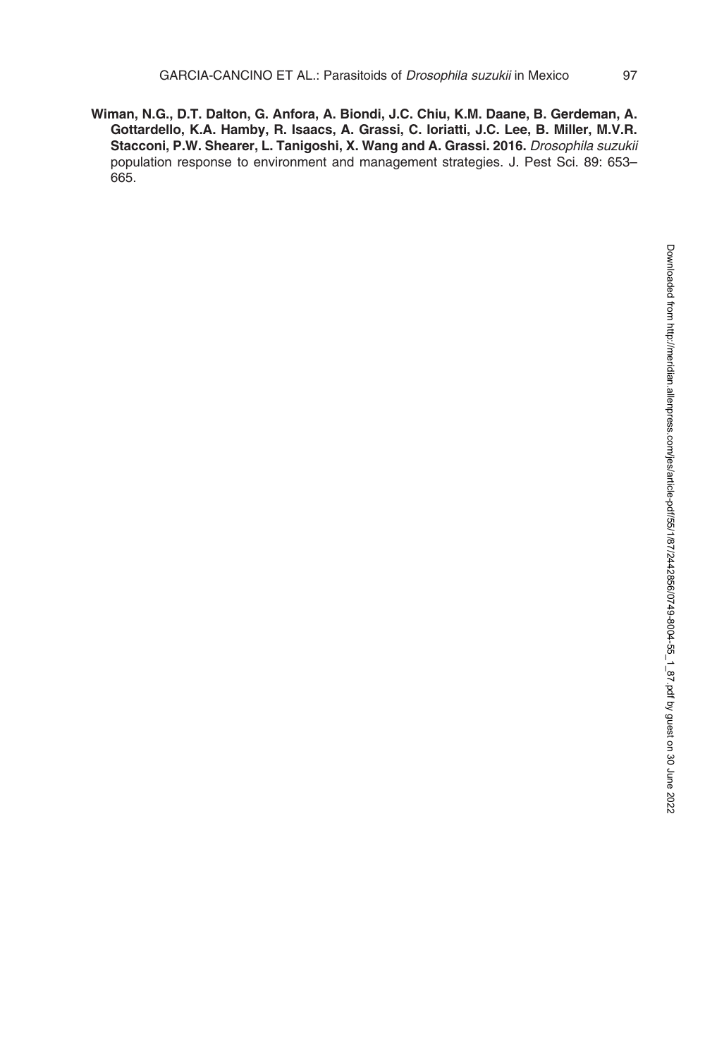**Wiman, N.G., D.T. Dalton, G. Anfora, A. Biondi, J.C. Chiu, K.M. Daane, B. Gerdeman, A. Gottardello, K.A. Hamby, R. Isaacs, A. Grassi, C. Ioriatti, J.C. Lee, B. Miller, M.V.R. Stacconi, P.W. Shearer, L. Tanigoshi, X. Wang and A. Grassi. 2016.** *Drosophila suzukii* population response to environment and management strategies. J. Pest Sci. 89: 653–665.